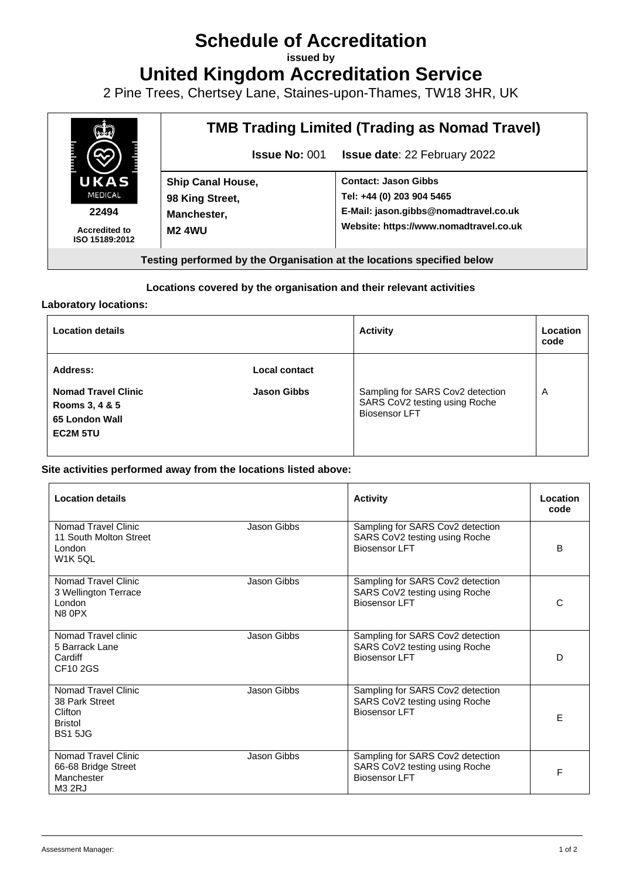# Schedule of Accreditation

issued by

# United Kingdom Accreditation Service

2 Pine Trees, Chertsey Lane, Staines-upon-Thames, TW18 3HR, UK

UKAS MEDICAL

22494

Accredited to ISO 15189:2012

## TMB Trading Limited (Trading as Nomad Travel)

**Issue No:** 001 **Issue date**: 22 February 2022

| | |
|---|---|
| **Ship Canal House,**<br>**98 King Street,**<br>**Manchester,**<br>**M2 4WU** | **Contact: Jason Gibbs**<br>**Tel: +44 (0) 203 904 5465**<br>**E-Mail: jason.gibbs@nomadtravel.co.uk**<br>**Website: https://www.nomadtravel.co.uk** |

**Testing performed by the Organisation at the locations specified below**

**Locations covered by the organisation and their relevant activities**

**Laboratory locations:**

| Location details | | Activity | Location code |
|---|---|---|---|
| **Address:**<br>**Nomad Travel Clinic**<br>**Rooms 3, 4 & 5**<br>**65 London Wall**<br>**EC2M 5TU** | **Local contact**<br>**Jason Gibbs** | Sampling for SARS Cov2 detection<br>SARS CoV2 testing using Roche Biosensor LFT | A |

**Site activities performed away from the locations listed above:**

| Location details | | Activity | Location code |
|---|---|---|---|
| Nomad Travel Clinic<br>11 South Molton Street<br>London<br>W1K 5QL | Jason Gibbs | Sampling for SARS Cov2 detection<br>SARS CoV2 testing using Roche Biosensor LFT | B |
| Nomad Travel Clinic<br>3 Wellington Terrace<br>London<br>N8 0PX | Jason Gibbs | Sampling for SARS Cov2 detection<br>SARS CoV2 testing using Roche Biosensor LFT | C |
| Nomad Travel clinic<br>5 Barrack Lane<br>Cardiff<br>CF10 2GS | Jason Gibbs | Sampling for SARS Cov2 detection<br>SARS CoV2 testing using Roche Biosensor LFT | D |
| Nomad Travel Clinic<br>38 Park Street<br>Clifton<br>Bristol<br>BS1 5JG | Jason Gibbs | Sampling for SARS Cov2 detection<br>SARS CoV2 testing using Roche Biosensor LFT | E |
| Nomad Travel Clinic<br>66-68 Bridge Street<br>Manchester<br>M3 2RJ | Jason Gibbs | Sampling for SARS Cov2 detection<br>SARS CoV2 testing using Roche Biosensor LFT | F |

Assessment Manager: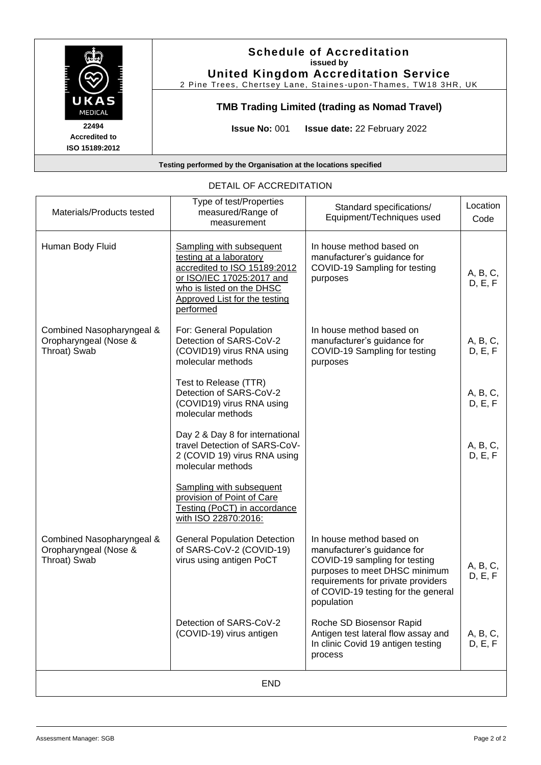**Schedule of Accreditation**
**issued by**
**United Kingdom Accreditation Service**
2 Pine Trees, Chertsey Lane, Staines-upon-Thames, TW18 3HR, UK

UKAS MEDICAL
22494
Accredited to
ISO 15189:2012

**TMB Trading Limited (trading as Nomad Travel)**

**Issue No:** 001 **Issue date:** 22 February 2022

**Testing performed by the Organisation at the locations specified**

DETAIL OF ACCREDITATION

| Materials/Products tested | Type of test/Properties measured/Range of measurement | Standard specifications/ Equipment/Techniques used | Location Code |
|---|---|---|---|
| Human Body Fluid | Sampling with subsequent testing at a laboratory accredited to ISO 15189:2012 or ISO/IEC 17025:2017 and who is listed on the DHSC Approved List for the testing performed | In house method based on manufacturer's guidance for COVID-19 Sampling for testing purposes | A, B, C, D, E, F |
| Combined Nasopharyngeal & Oropharyngeal (Nose & Throat) Swab | For: General Population Detection of SARS-CoV-2 (COVID19) virus RNA using molecular methods | In house method based on manufacturer's guidance for COVID-19 Sampling for testing purposes | A, B, C, D, E, F |
| | Test to Release (TTR) Detection of SARS-CoV-2 (COVID19) virus RNA using molecular methods | | A, B, C, D, E, F |
| | Day 2 & Day 8 for international travel Detection of SARS-CoV-2 (COVID 19) virus RNA using molecular methods | | A, B, C, D, E, F |
| | Sampling with subsequent provision of Point of Care Testing (PoCT) in accordance with ISO 22870:2016: | | |
| Combined Nasopharyngeal & Oropharyngeal (Nose & Throat) Swab | General Population Detection of SARS-CoV-2 (COVID-19) virus using antigen PoCT | In house method based on manufacturer's guidance for COVID-19 sampling for testing purposes to meet DHSC minimum requirements for private providers of COVID-19 testing for the general population | A, B, C, D, E, F |
| | Detection of SARS-CoV-2 (COVID-19) virus antigen | Roche SD Biosensor Rapid Antigen test lateral flow assay and In clinic Covid 19 antigen testing process | A, B, C, D, E, F |

END

Assessment Manager: SGB